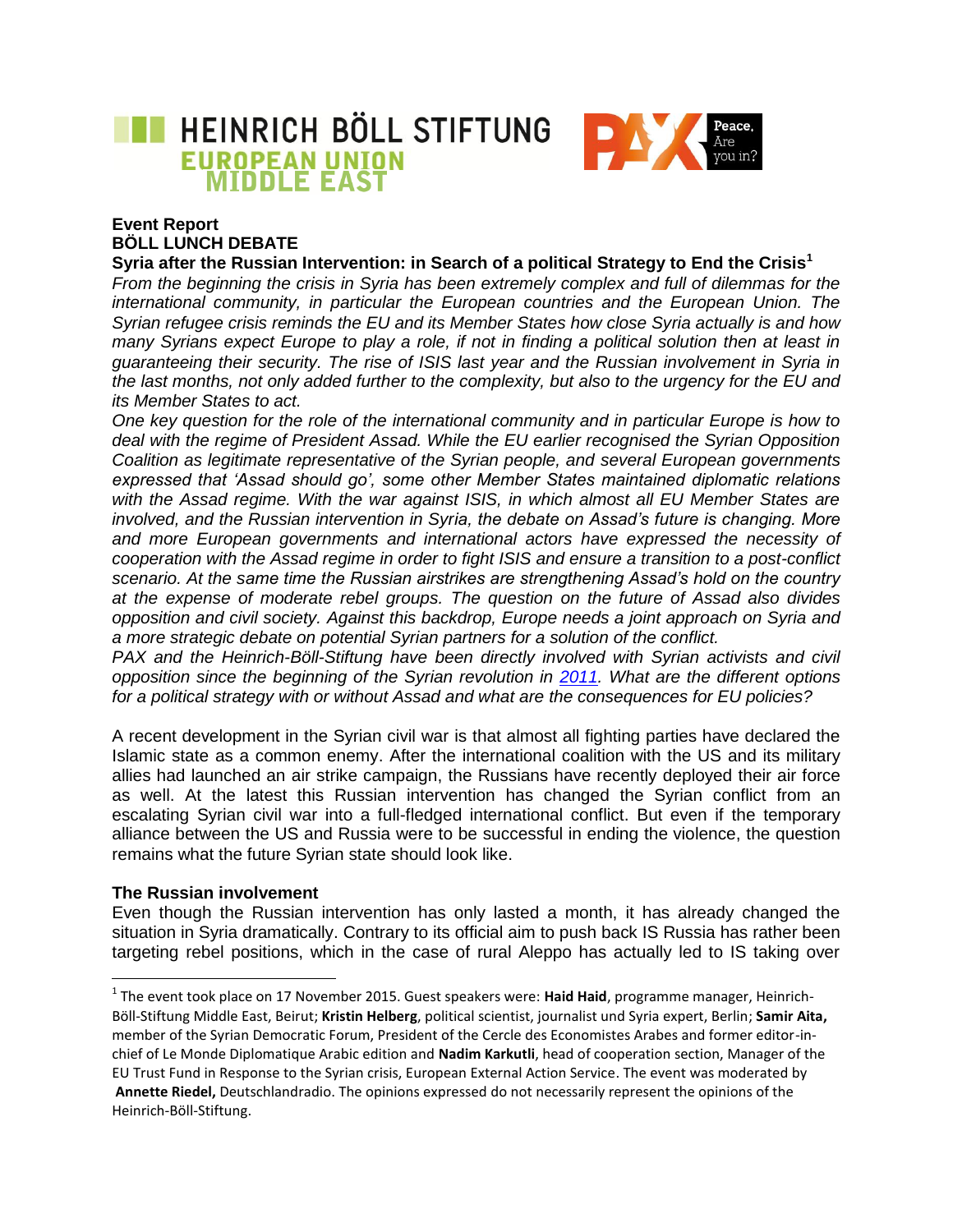HEINRICH BÖLL STIFTUNG
EUROPEAN UNION
MIDDLE EAST

PAX Peace. Are you in?

**Event Report**
**BÖLL LUNCH DEBATE**

## Syria after the Russian Intervention: in Search of a political Strategy to End the Crisis[1]

*From the beginning the crisis in Syria has been extremely complex and full of dilemmas for the international community, in particular the European countries and the European Union. The Syrian refugee crisis reminds the EU and its Member States how close Syria actually is and how many Syrians expect Europe to play a role, if not in finding a political solution then at least in guaranteeing their security. The rise of ISIS last year and the Russian involvement in Syria in the last months, not only added further to the complexity, but also to the urgency for the EU and its Member States to act.*

*One key question for the role of the international community and in particular Europe is how to deal with the regime of President Assad. While the EU earlier recognised the Syrian Opposition Coalition as legitimate representative of the Syrian people, and several European governments expressed that 'Assad should go', some other Member States maintained diplomatic relations with the Assad regime. With the war against ISIS, in which almost all EU Member States are involved, and the Russian intervention in Syria, the debate on Assad's future is changing. More and more European governments and international actors have expressed the necessity of cooperation with the Assad regime in order to fight ISIS and ensure a transition to a post-conflict scenario. At the same time the Russian airstrikes are strengthening Assad's hold on the country at the expense of moderate rebel groups. The question on the future of Assad also divides opposition and civil society. Against this backdrop, Europe needs a joint approach on Syria and a more strategic debate on potential Syrian partners for a solution of the conflict.*

*PAX and the Heinrich-Böll-Stiftung have been directly involved with Syrian activists and civil opposition since the beginning of the Syrian revolution in 2011. What are the different options for a political strategy with or without Assad and what are the consequences for EU policies?*

A recent development in the Syrian civil war is that almost all fighting parties have declared the Islamic state as a common enemy. After the international coalition with the US and its military allies had launched an air strike campaign, the Russians have recently deployed their air force as well. At the latest this Russian intervention has changed the Syrian conflict from an escalating Syrian civil war into a full-fledged international conflict. But even if the temporary alliance between the US and Russia were to be successful in ending the violence, the question remains what the future Syrian state should look like.

### The Russian involvement

Even though the Russian intervention has only lasted a month, it has already changed the situation in Syria dramatically. Contrary to its official aim to push back IS Russia has rather been targeting rebel positions, which in the case of rural Aleppo has actually led to IS taking over

---

[1] The event took place on 17 November 2015. Guest speakers were: **Haid Haid**, programme manager, Heinrich-Böll-Stiftung Middle East, Beirut; **Kristin Helberg**, political scientist, journalist und Syria expert, Berlin; **Samir Aita,** member of the Syrian Democratic Forum, President of the Cercle des Economistes Arabes and former editor-in-chief of Le Monde Diplomatique Arabic edition and **Nadim Karkutli**, head of cooperation section, Manager of the EU Trust Fund in Response to the Syrian crisis, European External Action Service. The event was moderated by **Annette Riedel,** Deutschlandradio. The opinions expressed do not necessarily represent the opinions of the Heinrich-Böll-Stiftung.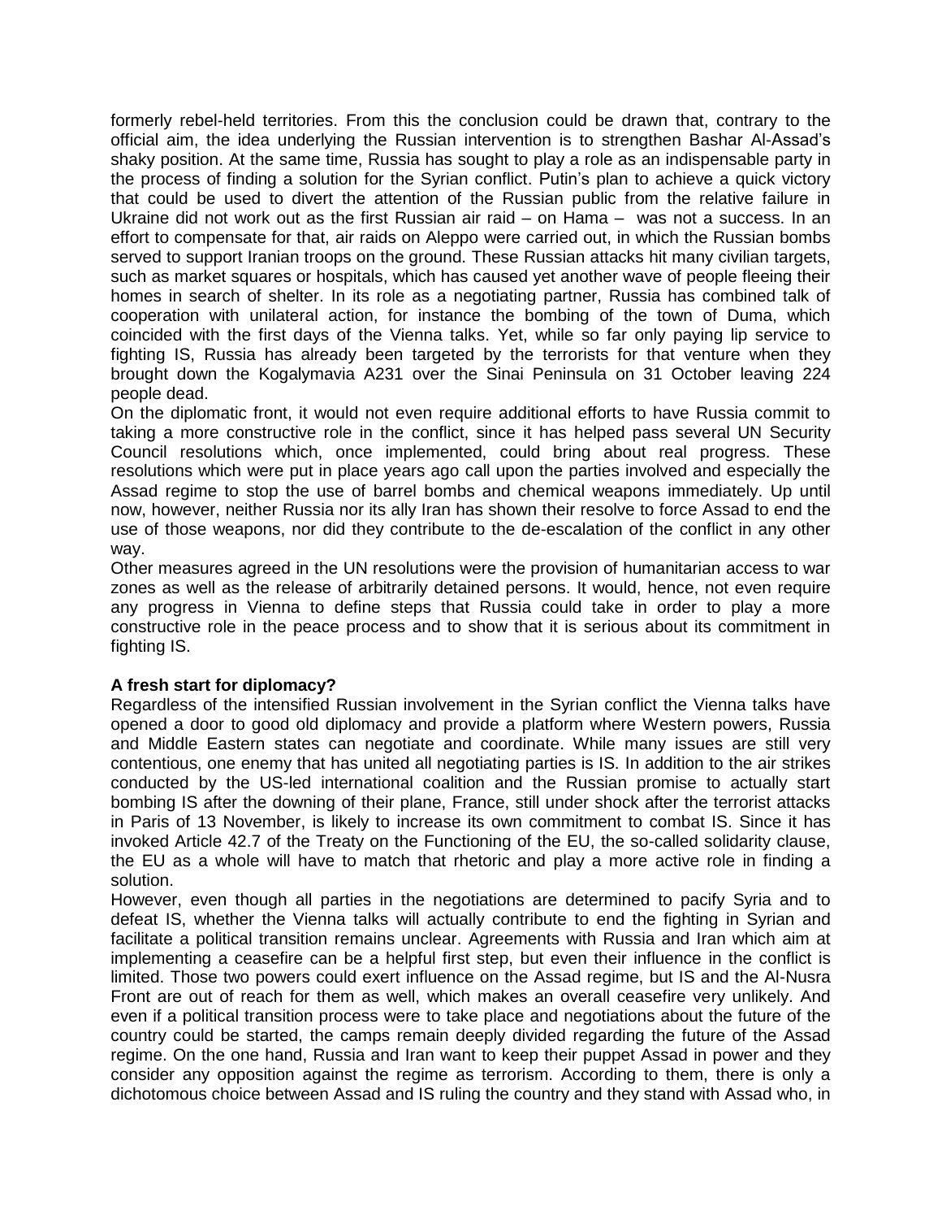formerly rebel-held territories. From this the conclusion could be drawn that, contrary to the official aim, the idea underlying the Russian intervention is to strengthen Bashar Al-Assad's shaky position. At the same time, Russia has sought to play a role as an indispensable party in the process of finding a solution for the Syrian conflict. Putin's plan to achieve a quick victory that could be used to divert the attention of the Russian public from the relative failure in Ukraine did not work out as the first Russian air raid – on Hama – was not a success. In an effort to compensate for that, air raids on Aleppo were carried out, in which the Russian bombs served to support Iranian troops on the ground. These Russian attacks hit many civilian targets, such as market squares or hospitals, which has caused yet another wave of people fleeing their homes in search of shelter. In its role as a negotiating partner, Russia has combined talk of cooperation with unilateral action, for instance the bombing of the town of Duma, which coincided with the first days of the Vienna talks. Yet, while so far only paying lip service to fighting IS, Russia has already been targeted by the terrorists for that venture when they brought down the Kogalymavia A231 over the Sinai Peninsula on 31 October leaving 224 people dead.

On the diplomatic front, it would not even require additional efforts to have Russia commit to taking a more constructive role in the conflict, since it has helped pass several UN Security Council resolutions which, once implemented, could bring about real progress. These resolutions which were put in place years ago call upon the parties involved and especially the Assad regime to stop the use of barrel bombs and chemical weapons immediately. Up until now, however, neither Russia nor its ally Iran has shown their resolve to force Assad to end the use of those weapons, nor did they contribute to the de-escalation of the conflict in any other way.

Other measures agreed in the UN resolutions were the provision of humanitarian access to war zones as well as the release of arbitrarily detained persons. It would, hence, not even require any progress in Vienna to define steps that Russia could take in order to play a more constructive role in the peace process and to show that it is serious about its commitment in fighting IS.

**A fresh start for diplomacy?**

Regardless of the intensified Russian involvement in the Syrian conflict the Vienna talks have opened a door to good old diplomacy and provide a platform where Western powers, Russia and Middle Eastern states can negotiate and coordinate. While many issues are still very contentious, one enemy that has united all negotiating parties is IS. In addition to the air strikes conducted by the US-led international coalition and the Russian promise to actually start bombing IS after the downing of their plane, France, still under shock after the terrorist attacks in Paris of 13 November, is likely to increase its own commitment to combat IS. Since it has invoked Article 42.7 of the Treaty on the Functioning of the EU, the so-called solidarity clause, the EU as a whole will have to match that rhetoric and play a more active role in finding a solution.

However, even though all parties in the negotiations are determined to pacify Syria and to defeat IS, whether the Vienna talks will actually contribute to end the fighting in Syrian and facilitate a political transition remains unclear. Agreements with Russia and Iran which aim at implementing a ceasefire can be a helpful first step, but even their influence in the conflict is limited. Those two powers could exert influence on the Assad regime, but IS and the Al-Nusra Front are out of reach for them as well, which makes an overall ceasefire very unlikely. And even if a political transition process were to take place and negotiations about the future of the country could be started, the camps remain deeply divided regarding the future of the Assad regime. On the one hand, Russia and Iran want to keep their puppet Assad in power and they consider any opposition against the regime as terrorism. According to them, there is only a dichotomous choice between Assad and IS ruling the country and they stand with Assad who, in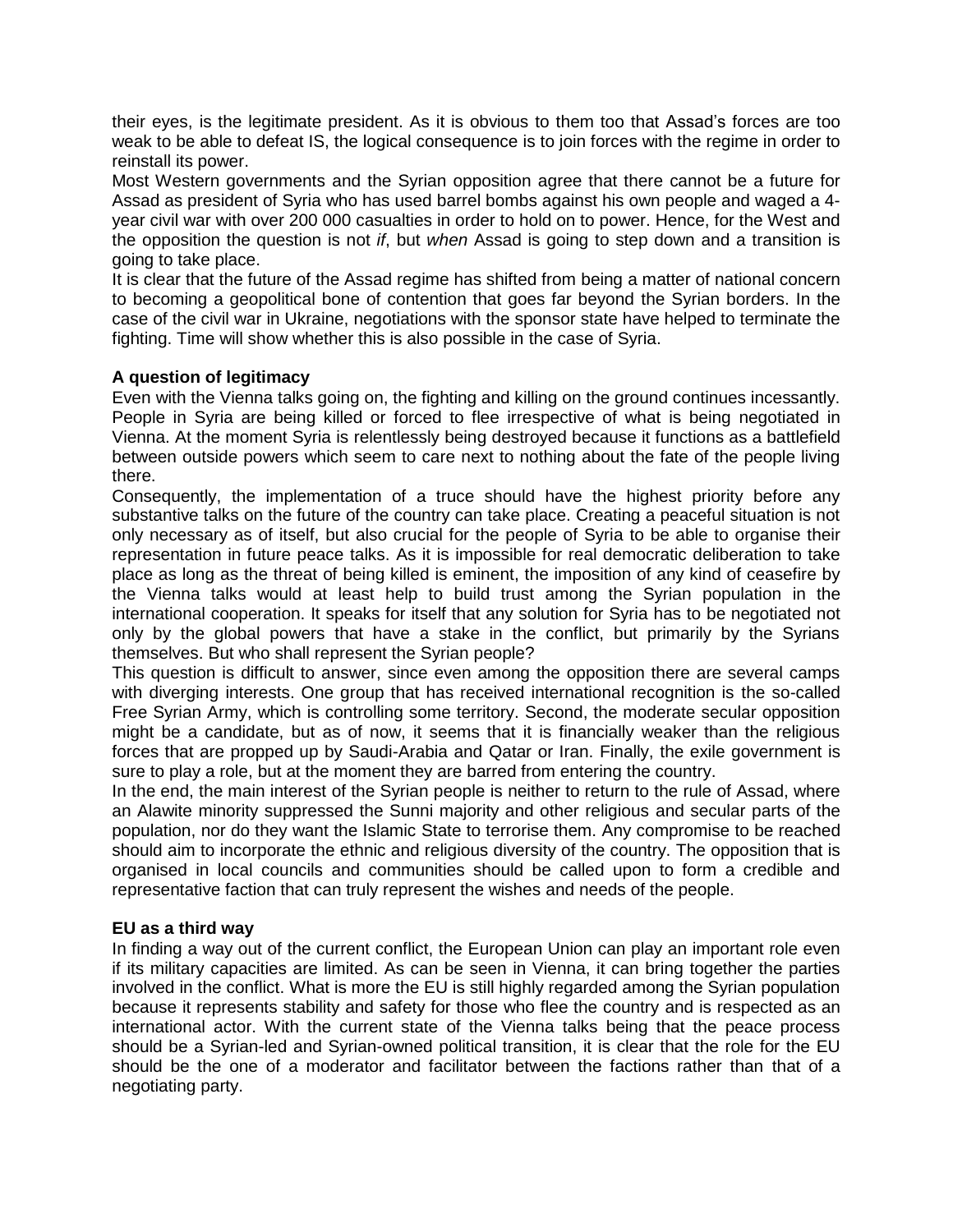their eyes, is the legitimate president. As it is obvious to them too that Assad's forces are too weak to be able to defeat IS, the logical consequence is to join forces with the regime in order to reinstall its power.

Most Western governments and the Syrian opposition agree that there cannot be a future for Assad as president of Syria who has used barrel bombs against his own people and waged a 4-year civil war with over 200 000 casualties in order to hold on to power. Hence, for the West and the opposition the question is not *if*, but *when* Assad is going to step down and a transition is going to take place.

It is clear that the future of the Assad regime has shifted from being a matter of national concern to becoming a geopolitical bone of contention that goes far beyond the Syrian borders. In the case of the civil war in Ukraine, negotiations with the sponsor state have helped to terminate the fighting. Time will show whether this is also possible in the case of Syria.

**A question of legitimacy**

Even with the Vienna talks going on, the fighting and killing on the ground continues incessantly. People in Syria are being killed or forced to flee irrespective of what is being negotiated in Vienna. At the moment Syria is relentlessly being destroyed because it functions as a battlefield between outside powers which seem to care next to nothing about the fate of the people living there.

Consequently, the implementation of a truce should have the highest priority before any substantive talks on the future of the country can take place. Creating a peaceful situation is not only necessary as of itself, but also crucial for the people of Syria to be able to organise their representation in future peace talks. As it is impossible for real democratic deliberation to take place as long as the threat of being killed is eminent, the imposition of any kind of ceasefire by the Vienna talks would at least help to build trust among the Syrian population in the international cooperation. It speaks for itself that any solution for Syria has to be negotiated not only by the global powers that have a stake in the conflict, but primarily by the Syrians themselves. But who shall represent the Syrian people?

This question is difficult to answer, since even among the opposition there are several camps with diverging interests. One group that has received international recognition is the so-called Free Syrian Army, which is controlling some territory. Second, the moderate secular opposition might be a candidate, but as of now, it seems that it is financially weaker than the religious forces that are propped up by Saudi-Arabia and Qatar or Iran. Finally, the exile government is sure to play a role, but at the moment they are barred from entering the country.

In the end, the main interest of the Syrian people is neither to return to the rule of Assad, where an Alawite minority suppressed the Sunni majority and other religious and secular parts of the population, nor do they want the Islamic State to terrorise them. Any compromise to be reached should aim to incorporate the ethnic and religious diversity of the country. The opposition that is organised in local councils and communities should be called upon to form a credible and representative faction that can truly represent the wishes and needs of the people.

**EU as a third way**

In finding a way out of the current conflict, the European Union can play an important role even if its military capacities are limited. As can be seen in Vienna, it can bring together the parties involved in the conflict. What is more the EU is still highly regarded among the Syrian population because it represents stability and safety for those who flee the country and is respected as an international actor. With the current state of the Vienna talks being that the peace process should be a Syrian-led and Syrian-owned political transition, it is clear that the role for the EU should be the one of a moderator and facilitator between the factions rather than that of a negotiating party.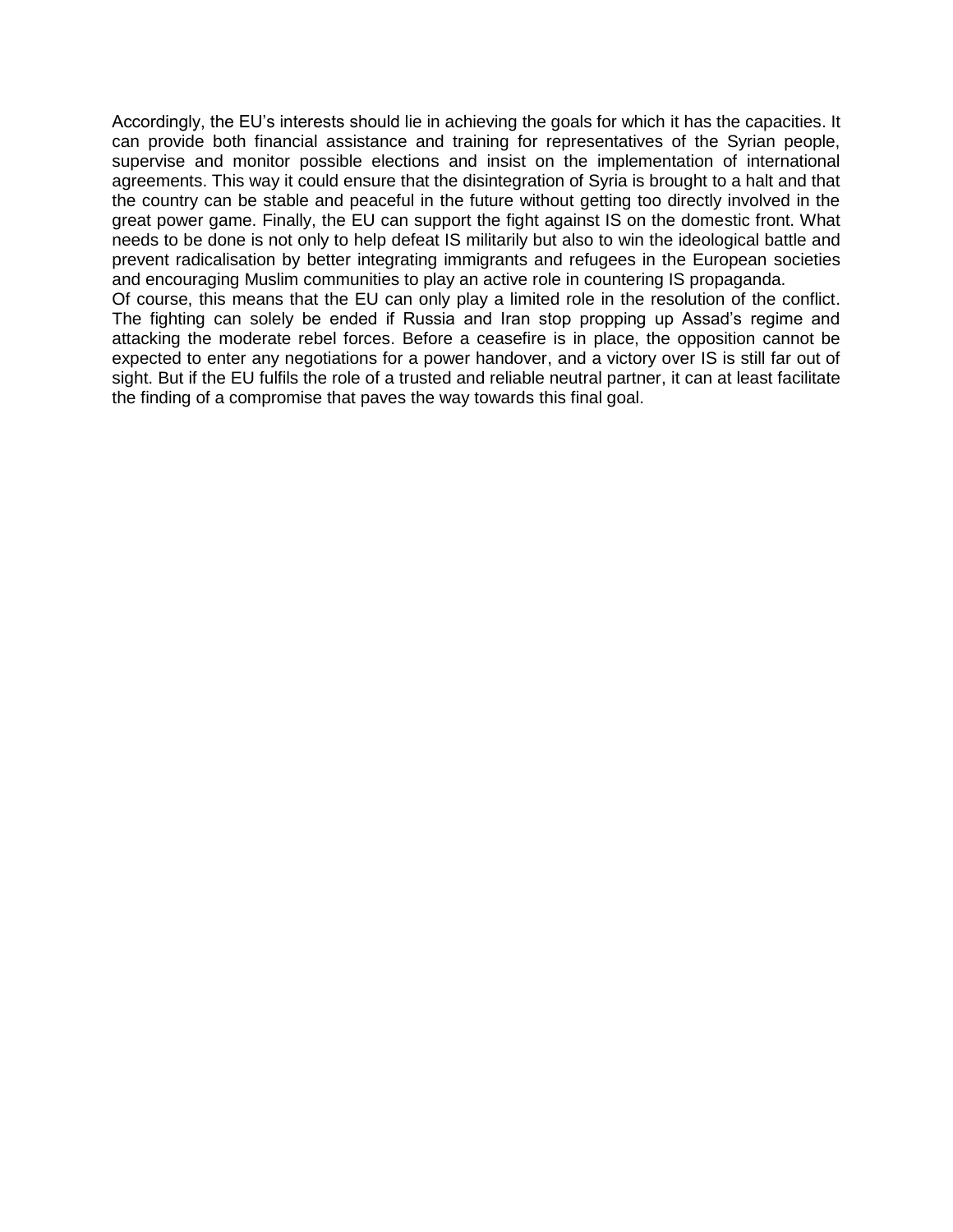Accordingly, the EU's interests should lie in achieving the goals for which it has the capacities. It can provide both financial assistance and training for representatives of the Syrian people, supervise and monitor possible elections and insist on the implementation of international agreements. This way it could ensure that the disintegration of Syria is brought to a halt and that the country can be stable and peaceful in the future without getting too directly involved in the great power game. Finally, the EU can support the fight against IS on the domestic front. What needs to be done is not only to help defeat IS militarily but also to win the ideological battle and prevent radicalisation by better integrating immigrants and refugees in the European societies and encouraging Muslim communities to play an active role in countering IS propaganda.

Of course, this means that the EU can only play a limited role in the resolution of the conflict. The fighting can solely be ended if Russia and Iran stop propping up Assad's regime and attacking the moderate rebel forces. Before a ceasefire is in place, the opposition cannot be expected to enter any negotiations for a power handover, and a victory over IS is still far out of sight. But if the EU fulfils the role of a trusted and reliable neutral partner, it can at least facilitate the finding of a compromise that paves the way towards this final goal.